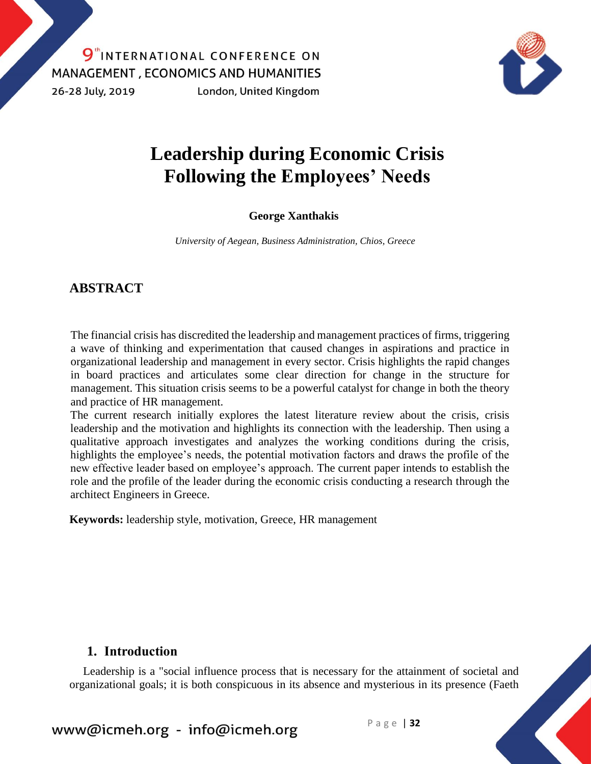# Leadership during Economic Crisis Following the Employees' Needs

**George Xanthakis**

*University of Aegean, Business Administration, Chios, Greece*

## ABSTRACT

The financial crisis has discredited the leadership and management practices of firms, triggering a wave of thinking and experimentation that caused changes in aspirations and practice in organizational leadership and management in every sector. Crisis highlights the rapid changes in board practices and articulates some clear direction for change in the structure for management. This situation crisis seems to be a powerful catalyst for change in both the theory and practice of HR management.

The current research initially explores the latest literature review about the crisis, crisis leadership and the motivation and highlights its connection with the leadership. Then using a qualitative approach investigates and analyzes the working conditions during the crisis, highlights the employee's needs, the potential motivation factors and draws the profile of the new effective leader based on employee's approach. The current paper intends to establish the role and the profile of the leader during the economic crisis conducting a research through the architect Engineers in Greece.

**Keywords:** leadership style, motivation, Greece, HR management

## 1. Introduction

Leadership is a "social influence process that is necessary for the attainment of societal and organizational goals; it is both conspicuous in its absence and mysterious in its presence (Faeth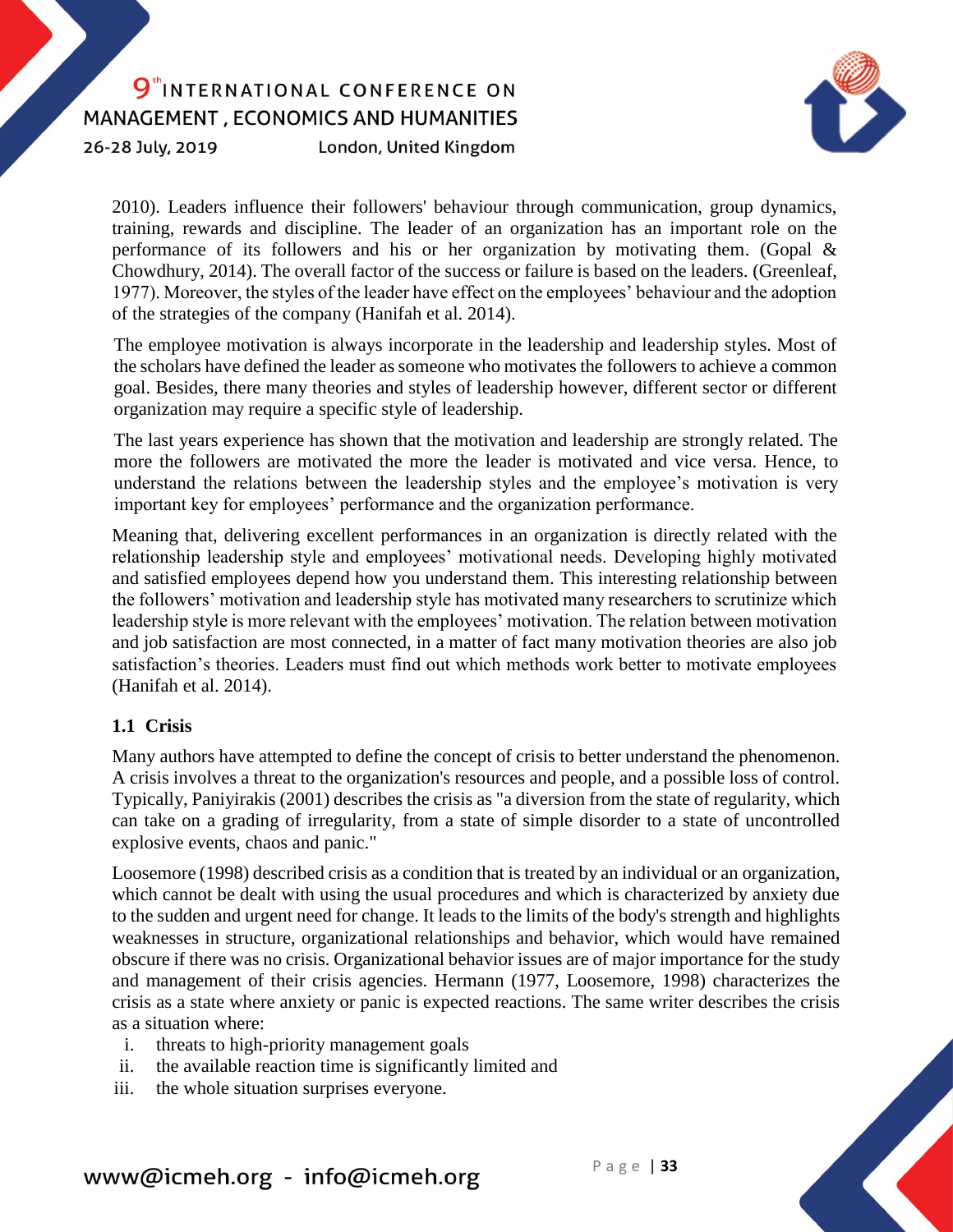2010). Leaders influence their followers' behaviour through communication, group dynamics, training, rewards and discipline. The leader of an organization has an important role on the performance of its followers and his or her organization by motivating them. (Gopal & Chowdhury, 2014). The overall factor of the success or failure is based on the leaders. (Greenleaf, 1977). Moreover, the styles of the leader have effect on the employees' behaviour and the adoption of the strategies of the company (Hanifah et al. 2014).

The employee motivation is always incorporate in the leadership and leadership styles. Most of the scholars have defined the leader as someone who motivates the followers to achieve a common goal. Besides, there many theories and styles of leadership however, different sector or different organization may require a specific style of leadership.

The last years experience has shown that the motivation and leadership are strongly related. The more the followers are motivated the more the leader is motivated and vice versa. Hence, to understand the relations between the leadership styles and the employee's motivation is very important key for employees' performance and the organization performance.

Meaning that, delivering excellent performances in an organization is directly related with the relationship leadership style and employees' motivational needs. Developing highly motivated and satisfied employees depend how you understand them. This interesting relationship between the followers' motivation and leadership style has motivated many researchers to scrutinize which leadership style is more relevant with the employees' motivation. The relation between motivation and job satisfaction are most connected, in a matter of fact many motivation theories are also job satisfaction's theories. Leaders must find out which methods work better to motivate employees (Hanifah et al. 2014).

### 1.1 Crisis

Many authors have attempted to define the concept of crisis to better understand the phenomenon. A crisis involves a threat to the organization's resources and people, and a possible loss of control. Typically, Paniyirakis (2001) describes the crisis as "a diversion from the state of regularity, which can take on a grading of irregularity, from a state of simple disorder to a state of uncontrolled explosive events, chaos and panic."

Loosemore (1998) described crisis as a condition that is treated by an individual or an organization, which cannot be dealt with using the usual procedures and which is characterized by anxiety due to the sudden and urgent need for change. It leads to the limits of the body's strength and highlights weaknesses in structure, organizational relationships and behavior, which would have remained obscure if there was no crisis. Organizational behavior issues are of major importance for the study and management of their crisis agencies. Hermann (1977, Loosemore, 1998) characterizes the crisis as a state where anxiety or panic is expected reactions. The same writer describes the crisis as a situation where:

i. threats to high-priority management goals
ii. the available reaction time is significantly limited and
iii. the whole situation surprises everyone.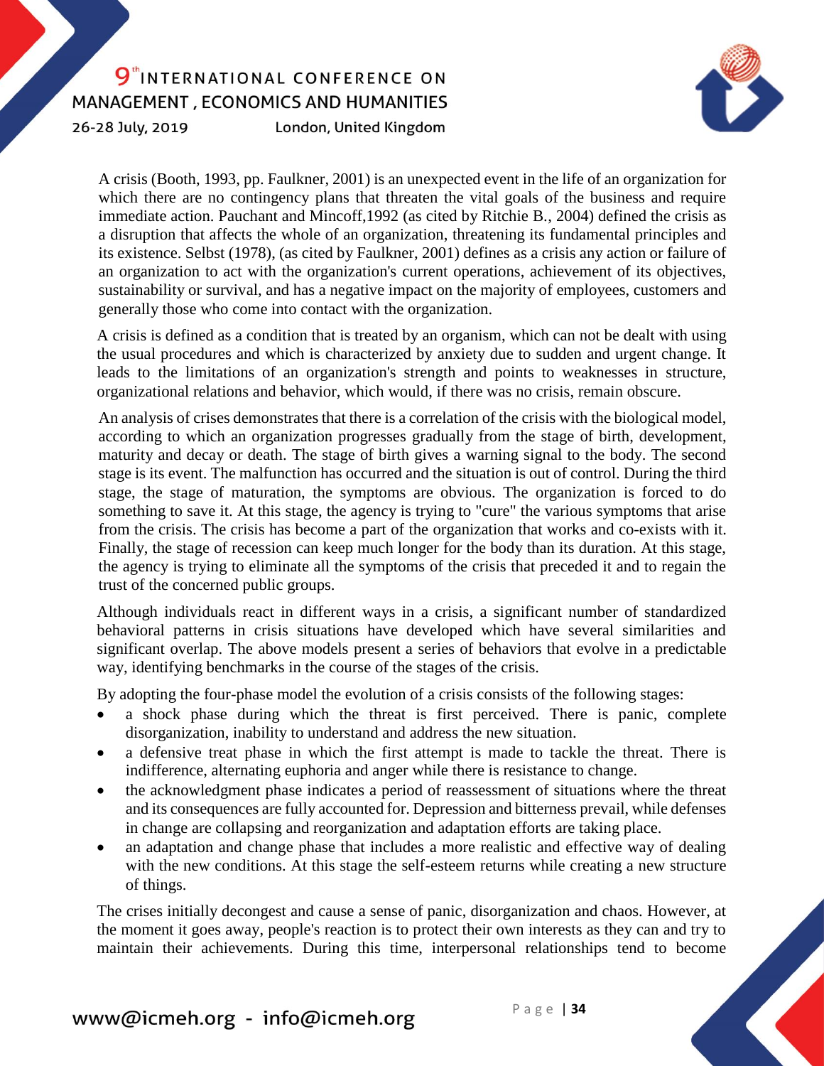A crisis (Booth, 1993, pp. Faulkner, 2001) is an unexpected event in the life of an organization for which there are no contingency plans that threaten the vital goals of the business and require immediate action. Pauchant and Mincoff,1992 (as cited by Ritchie B., 2004) defined the crisis as a disruption that affects the whole of an organization, threatening its fundamental principles and its existence. Selbst (1978), (as cited by Faulkner, 2001) defines as a crisis any action or failure of an organization to act with the organization's current operations, achievement of its objectives, sustainability or survival, and has a negative impact on the majority of employees, customers and generally those who come into contact with the organization.

A crisis is defined as a condition that is treated by an organism, which can not be dealt with using the usual procedures and which is characterized by anxiety due to sudden and urgent change. It leads to the limitations of an organization's strength and points to weaknesses in structure, organizational relations and behavior, which would, if there was no crisis, remain obscure.

An analysis of crises demonstrates that there is a correlation of the crisis with the biological model, according to which an organization progresses gradually from the stage of birth, development, maturity and decay or death. The stage of birth gives a warning signal to the body. The second stage is its event. The malfunction has occurred and the situation is out of control. During the third stage, the stage of maturation, the symptoms are obvious. The organization is forced to do something to save it. At this stage, the agency is trying to "cure" the various symptoms that arise from the crisis. The crisis has become a part of the organization that works and co-exists with it. Finally, the stage of recession can keep much longer for the body than its duration. At this stage, the agency is trying to eliminate all the symptoms of the crisis that preceded it and to regain the trust of the concerned public groups.

Although individuals react in different ways in a crisis, a significant number of standardized behavioral patterns in crisis situations have developed which have several similarities and significant overlap. The above models present a series of behaviors that evolve in a predictable way, identifying benchmarks in the course of the stages of the crisis.

By adopting the four-phase model the evolution of a crisis consists of the following stages:

- a shock phase during which the threat is first perceived. There is panic, complete disorganization, inability to understand and address the new situation.
- a defensive treat phase in which the first attempt is made to tackle the threat. There is indifference, alternating euphoria and anger while there is resistance to change.
- the acknowledgment phase indicates a period of reassessment of situations where the threat and its consequences are fully accounted for. Depression and bitterness prevail, while defenses in change are collapsing and reorganization and adaptation efforts are taking place.
- an adaptation and change phase that includes a more realistic and effective way of dealing with the new conditions. At this stage the self-esteem returns while creating a new structure of things.

The crises initially decongest and cause a sense of panic, disorganization and chaos. However, at the moment it goes away, people's reaction is to protect their own interests as they can and try to maintain their achievements. During this time, interpersonal relationships tend to become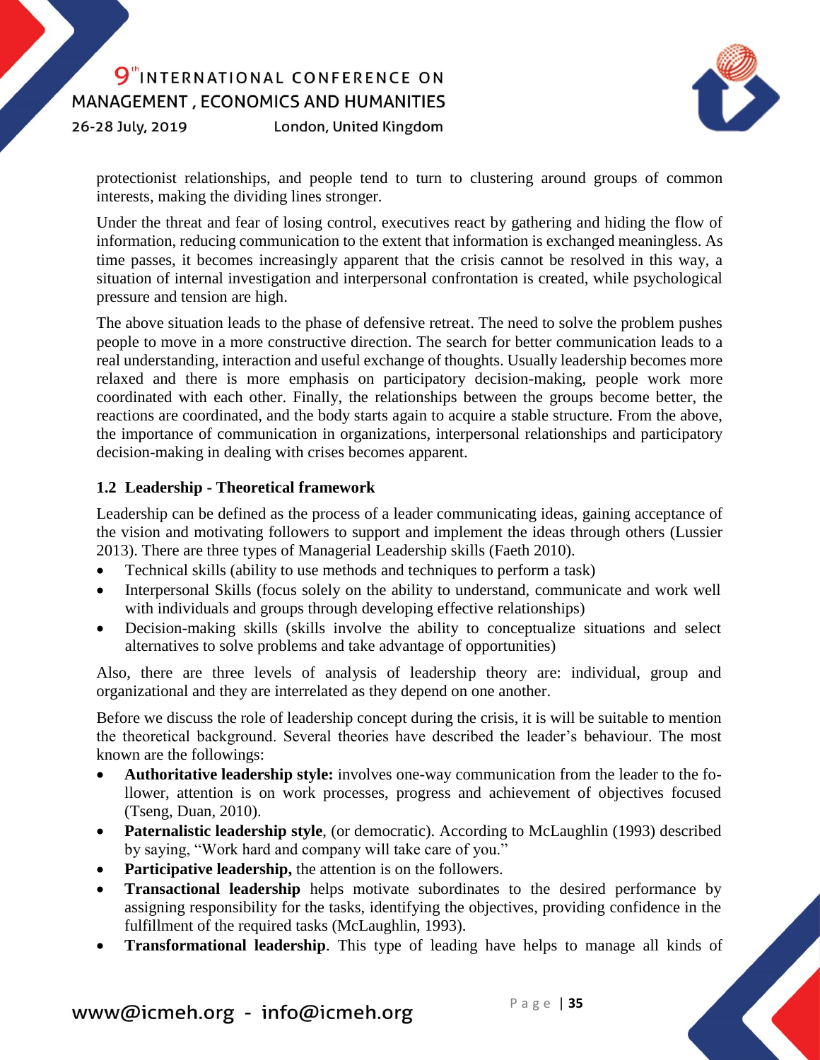protectionist relationships, and people tend to turn to clustering around groups of common interests, making the dividing lines stronger.

Under the threat and fear of losing control, executives react by gathering and hiding the flow of information, reducing communication to the extent that information is exchanged meaningless. As time passes, it becomes increasingly apparent that the crisis cannot be resolved in this way, a situation of internal investigation and interpersonal confrontation is created, while psychological pressure and tension are high.

The above situation leads to the phase of defensive retreat. The need to solve the problem pushes people to move in a more constructive direction. The search for better communication leads to a real understanding, interaction and useful exchange of thoughts. Usually leadership becomes more relaxed and there is more emphasis on participatory decision-making, people work more coordinated with each other. Finally, the relationships between the groups become better, the reactions are coordinated, and the body starts again to acquire a stable structure. From the above, the importance of communication in organizations, interpersonal relationships and participatory decision-making in dealing with crises becomes apparent.

### 1.2 Leadership - Theoretical framework

Leadership can be defined as the process of a leader communicating ideas, gaining acceptance of the vision and motivating followers to support and implement the ideas through others (Lussier 2013). There are three types of Managerial Leadership skills (Faeth 2010).

- Technical skills (ability to use methods and techniques to perform a task)
- Interpersonal Skills (focus solely on the ability to understand, communicate and work well with individuals and groups through developing effective relationships)
- Decision-making skills (skills involve the ability to conceptualize situations and select alternatives to solve problems and take advantage of opportunities)

Also, there are three levels of analysis of leadership theory are: individual, group and organizational and they are interrelated as they depend on one another.

Before we discuss the role of leadership concept during the crisis, it is will be suitable to mention the theoretical background. Several theories have described the leader's behaviour. The most known are the followings:

- **Authoritative leadership style:** involves one-way communication from the leader to the follower, attention is on work processes, progress and achievement of objectives focused (Tseng, Duan, 2010).
- **Paternalistic leadership style**, (or democratic). According to McLaughlin (1993) described by saying, "Work hard and company will take care of you."
- **Participative leadership,** the attention is on the followers.
- **Transactional leadership** helps motivate subordinates to the desired performance by assigning responsibility for the tasks, identifying the objectives, providing confidence in the fulfillment of the required tasks (McLaughlin, 1993).
- **Transformational leadership**. This type of leading have helps to manage all kinds of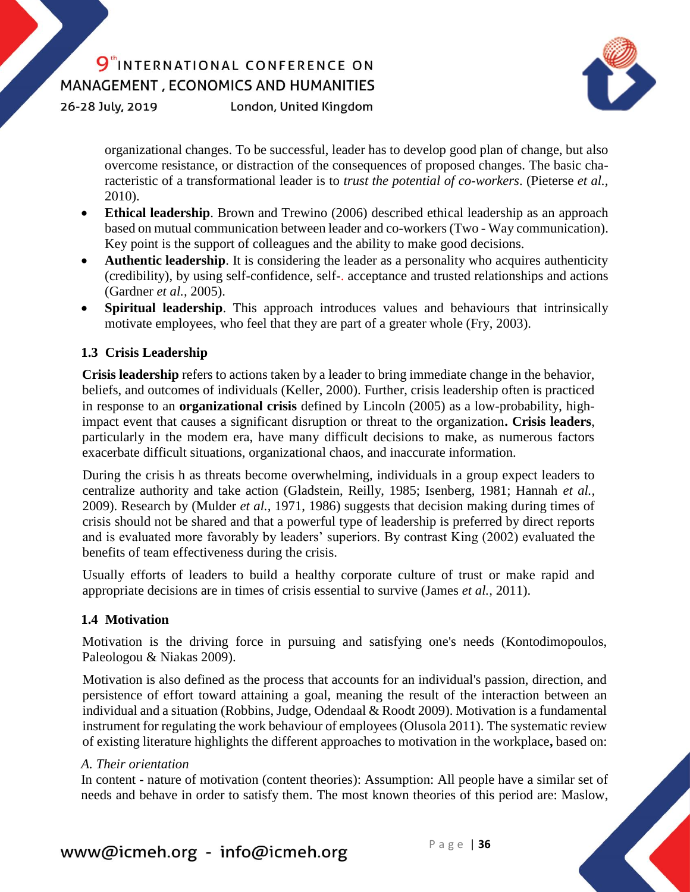organizational changes. To be successful, leader has to develop good plan of change, but also overcome resistance, or distraction of the consequences of proposed changes. The basic characteristic of a transformational leader is to *trust the potential of co-workers*. (Pieterse *et al.*, 2010).

- **Ethical leadership**. Brown and Trewino (2006) described ethical leadership as an approach based on mutual communication between leader and co-workers (Two - Way communication). Key point is the support of colleagues and the ability to make good decisions.
- **Authentic leadership**. It is considering the leader as a personality who acquires authenticity (credibility), by using self-confidence, self-. acceptance and trusted relationships and actions (Gardner *et al.*, 2005).
- **Spiritual leadership**. This approach introduces values and behaviours that intrinsically motivate employees, who feel that they are part of a greater whole (Fry, 2003).

### 1.3 Crisis Leadership

**Crisis leadership** refers to actions taken by a leader to bring immediate change in the behavior, beliefs, and outcomes of individuals (Keller, 2000). Further, crisis leadership often is practiced in response to an **organizational crisis** defined by Lincoln (2005) as a low-probability, high-impact event that causes a significant disruption or threat to the organization**. Crisis leaders**, particularly in the modem era, have many difficult decisions to make, as numerous factors exacerbate difficult situations, organizational chaos, and inaccurate information.

During the crisis h as threats become overwhelming, individuals in a group expect leaders to centralize authority and take action (Gladstein, Reilly, 1985; Isenberg, 1981; Hannah *et al.*, 2009). Research by (Mulder *et al.*, 1971, 1986) suggests that decision making during times of crisis should not be shared and that a powerful type of leadership is preferred by direct reports and is evaluated more favorably by leaders' superiors. By contrast King (2002) evaluated the benefits of team effectiveness during the crisis.

Usually efforts of leaders to build a healthy corporate culture of trust or make rapid and appropriate decisions are in times of crisis essential to survive (James *et al.*, 2011).

### 1.4 Motivation

Motivation is the driving force in pursuing and satisfying one's needs (Kontodimopoulos, Paleologou & Niakas 2009).

Motivation is also defined as the process that accounts for an individual's passion, direction, and persistence of effort toward attaining a goal, meaning the result of the interaction between an individual and a situation (Robbins, Judge, Odendaal & Roodt 2009). Motivation is a fundamental instrument for regulating the work behaviour of employees (Olusola 2011). The systematic review of existing literature highlights the different approaches to motivation in the workplace**,** based on:

*A. Their orientation*

In content - nature of motivation (content theories): Assumption: All people have a similar set of needs and behave in order to satisfy them. The most known theories of this period are: Maslow,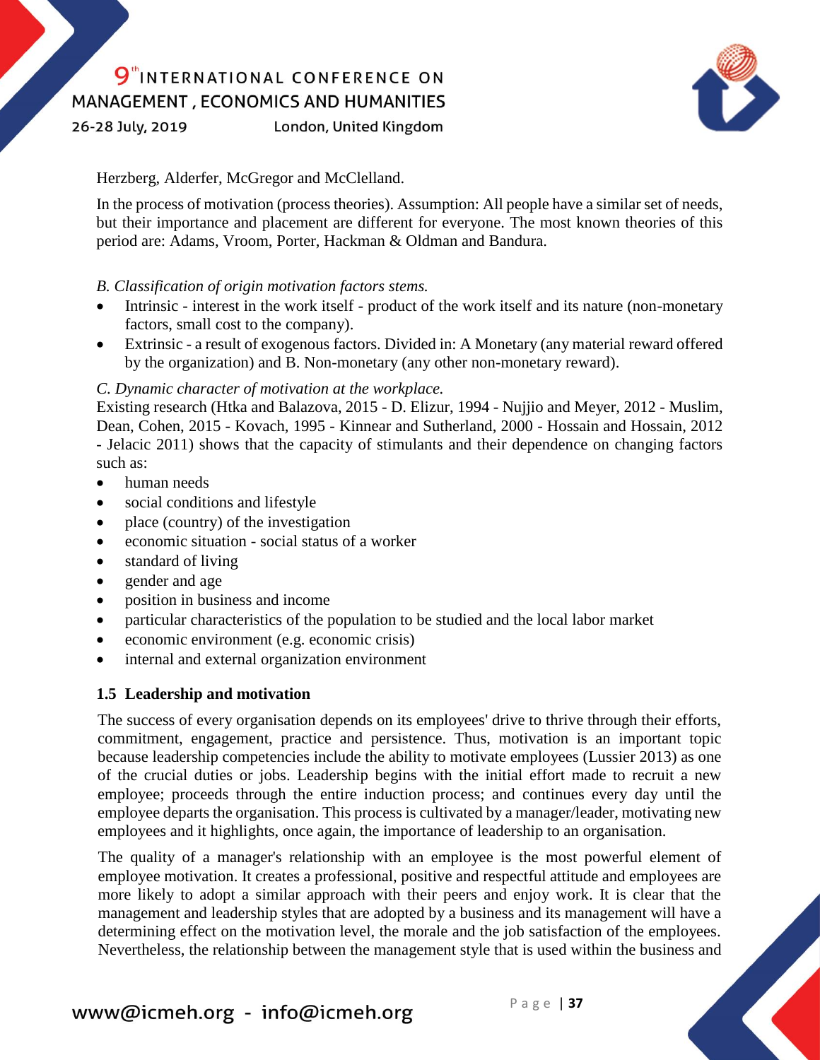Herzberg, Alderfer, McGregor and McClelland.

In the process of motivation (process theories). Assumption: All people have a similar set of needs, but their importance and placement are different for everyone. The most known theories of this period are: Adams, Vroom, Porter, Hackman & Oldman and Bandura.

*B. Classification of origin motivation factors stems.*

- Intrinsic - interest in the work itself - product of the work itself and its nature (non-monetary factors, small cost to the company).
- Extrinsic - a result of exogenous factors. Divided in: A Monetary (any material reward offered by the organization) and B. Non-monetary (any other non-monetary reward).

*C. Dynamic character of motivation at the workplace.*

Existing research (Htka and Balazova, 2015 - D. Elizur, 1994 - Nujjio and Meyer, 2012 - Muslim, Dean, Cohen, 2015 - Kovach, 1995 - Kinnear and Sutherland, 2000 - Hossain and Hossain, 2012 - Jelacic 2011) shows that the capacity of stimulants and their dependence on changing factors such as:

- human needs
- social conditions and lifestyle
- place (country) of the investigation
- economic situation - social status of a worker
- standard of living
- gender and age
- position in business and income
- particular characteristics of the population to be studied and the local labor market
- economic environment (e.g. economic crisis)
- internal and external organization environment

### 1.5 Leadership and motivation

The success of every organisation depends on its employees' drive to thrive through their efforts, commitment, engagement, practice and persistence. Thus, motivation is an important topic because leadership competencies include the ability to motivate employees (Lussier 2013) as one of the crucial duties or jobs. Leadership begins with the initial effort made to recruit a new employee; proceeds through the entire induction process; and continues every day until the employee departs the organisation. This process is cultivated by a manager/leader, motivating new employees and it highlights, once again, the importance of leadership to an organisation.

The quality of a manager's relationship with an employee is the most powerful element of employee motivation. It creates a professional, positive and respectful attitude and employees are more likely to adopt a similar approach with their peers and enjoy work. It is clear that the management and leadership styles that are adopted by a business and its management will have a determining effect on the motivation level, the morale and the job satisfaction of the employees. Nevertheless, the relationship between the management style that is used within the business and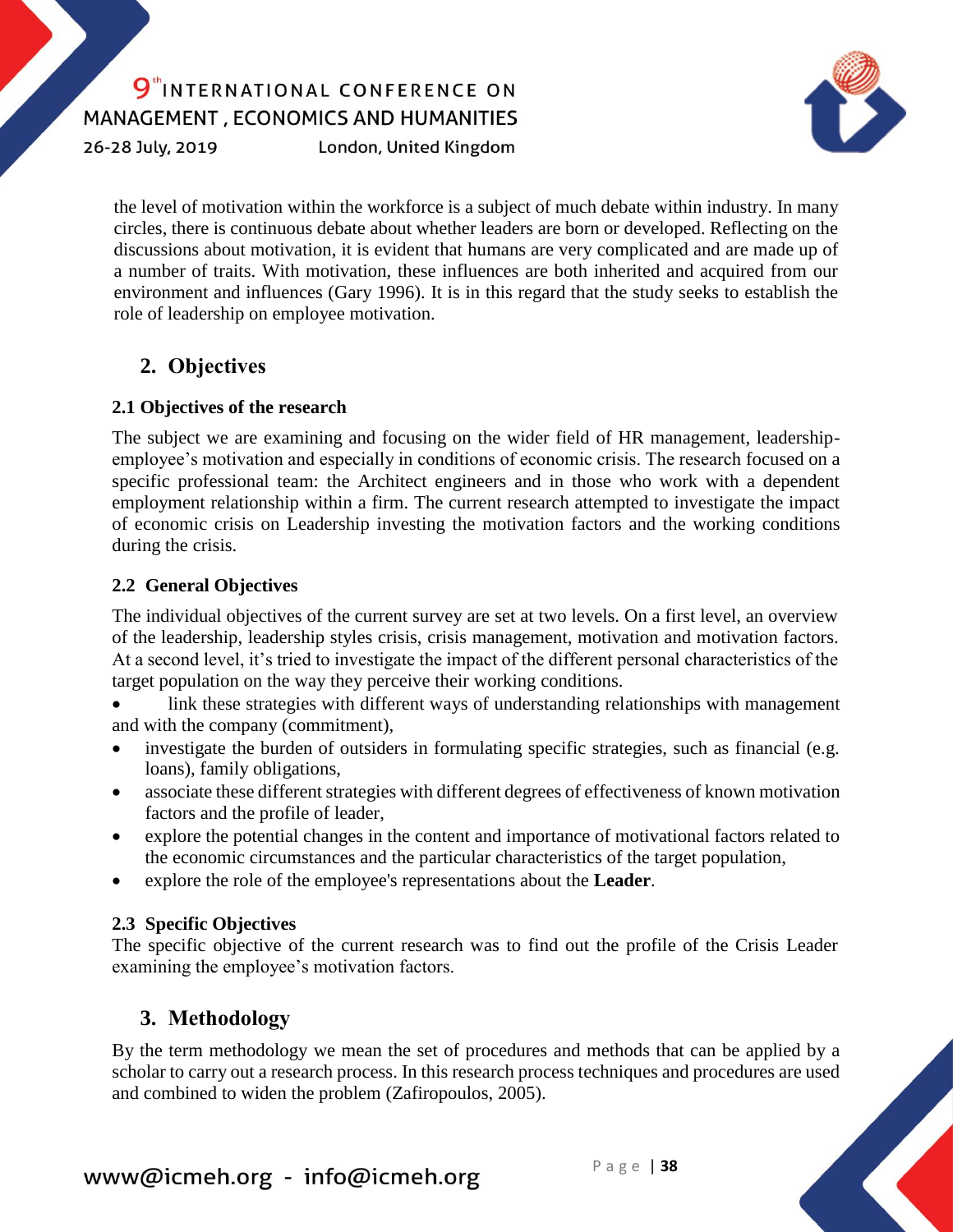the level of motivation within the workforce is a subject of much debate within industry. In many circles, there is continuous debate about whether leaders are born or developed. Reflecting on the discussions about motivation, it is evident that humans are very complicated and are made up of a number of traits. With motivation, these influences are both inherited and acquired from our environment and influences (Gary 1996). It is in this regard that the study seeks to establish the role of leadership on employee motivation.

## 2. Objectives

### 2.1 Objectives of the research

The subject we are examining and focusing on the wider field of HR management, leadership-employee's motivation and especially in conditions of economic crisis. The research focused on a specific professional team: the Architect engineers and in those who work with a dependent employment relationship within a firm. The current research attempted to investigate the impact of economic crisis on Leadership investing the motivation factors and the working conditions during the crisis.

### 2.2 General Objectives

The individual objectives of the current survey are set at two levels. On a first level, an overview of the leadership, leadership styles crisis, crisis management, motivation and motivation factors. At a second level, it's tried to investigate the impact of the different personal characteristics of the target population on the way they perceive their working conditions.

- link these strategies with different ways of understanding relationships with management and with the company (commitment),
- investigate the burden of outsiders in formulating specific strategies, such as financial (e.g. loans), family obligations,
- associate these different strategies with different degrees of effectiveness of known motivation factors and the profile of leader,
- explore the potential changes in the content and importance of motivational factors related to the economic circumstances and the particular characteristics of the target population,
- explore the role of the employee's representations about the **Leader**.

### 2.3 Specific Objectives

The specific objective of the current research was to find out the profile of the Crisis Leader examining the employee's motivation factors.

## 3. Methodology

By the term methodology we mean the set of procedures and methods that can be applied by a scholar to carry out a research process. In this research process techniques and procedures are used and combined to widen the problem (Zafiropoulos, 2005).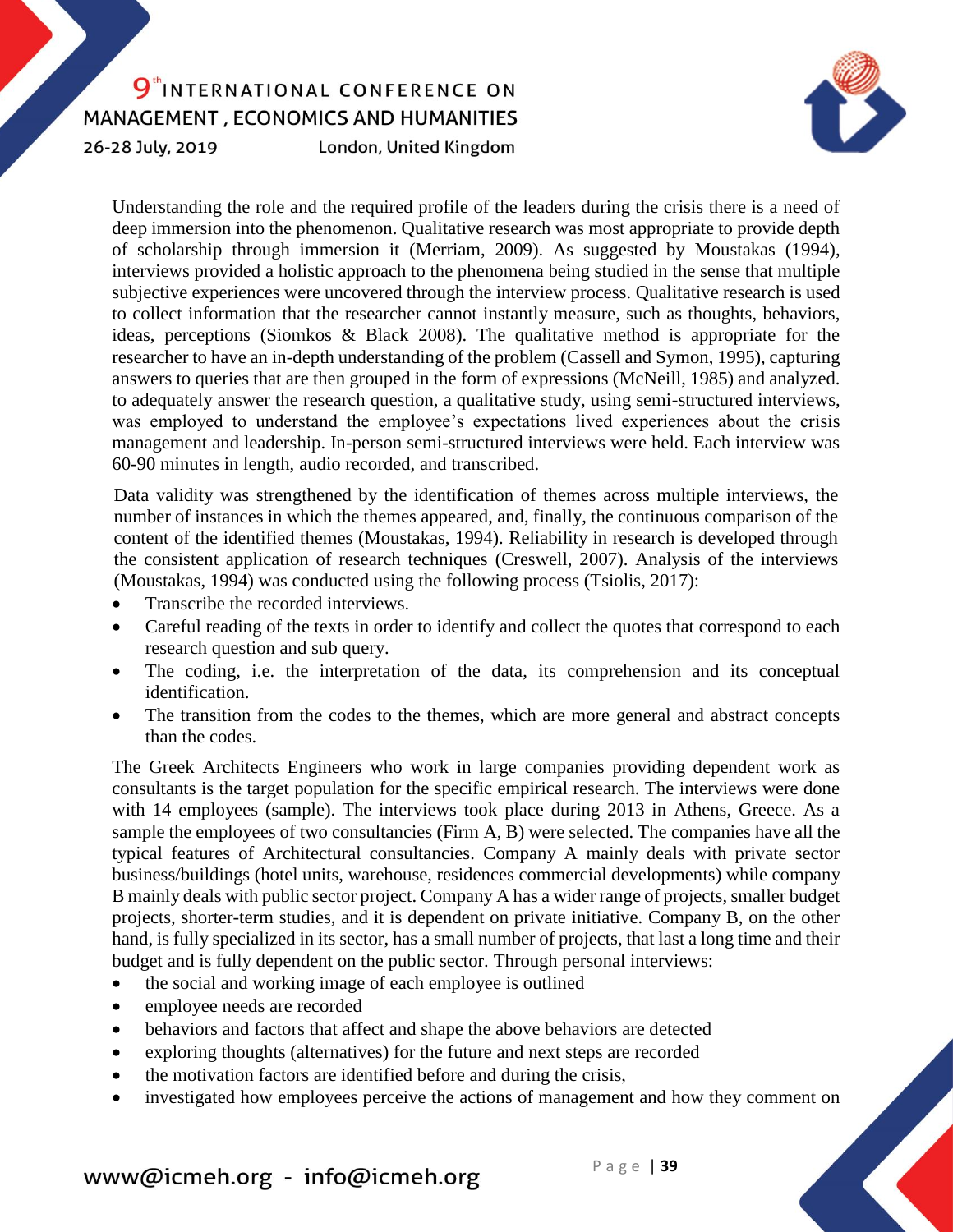Understanding the role and the required profile of the leaders during the crisis there is a need of deep immersion into the phenomenon. Qualitative research was most appropriate to provide depth of scholarship through immersion it (Merriam, 2009). As suggested by Moustakas (1994), interviews provided a holistic approach to the phenomena being studied in the sense that multiple subjective experiences were uncovered through the interview process. Qualitative research is used to collect information that the researcher cannot instantly measure, such as thoughts, behaviors, ideas, perceptions (Siomkos & Black 2008). The qualitative method is appropriate for the researcher to have an in-depth understanding of the problem (Cassell and Symon, 1995), capturing answers to queries that are then grouped in the form of expressions (McNeill, 1985) and analyzed. to adequately answer the research question, a qualitative study, using semi-structured interviews, was employed to understand the employee's expectations lived experiences about the crisis management and leadership. In-person semi-structured interviews were held. Each interview was 60-90 minutes in length, audio recorded, and transcribed.

Data validity was strengthened by the identification of themes across multiple interviews, the number of instances in which the themes appeared, and, finally, the continuous comparison of the content of the identified themes (Moustakas, 1994). Reliability in research is developed through the consistent application of research techniques (Creswell, 2007). Analysis of the interviews (Moustakas, 1994) was conducted using the following process (Tsiolis, 2017):

- Transcribe the recorded interviews.
- Careful reading of the texts in order to identify and collect the quotes that correspond to each research question and sub query.
- The coding, i.e. the interpretation of the data, its comprehension and its conceptual identification.
- The transition from the codes to the themes, which are more general and abstract concepts than the codes.

The Greek Architects Engineers who work in large companies providing dependent work as consultants is the target population for the specific empirical research. The interviews were done with 14 employees (sample). The interviews took place during 2013 in Athens, Greece. As a sample the employees of two consultancies (Firm A, B) were selected. The companies have all the typical features of Architectural consultancies. Company A mainly deals with private sector business/buildings (hotel units, warehouse, residences commercial developments) while company B mainly deals with public sector project. Company A has a wider range of projects, smaller budget projects, shorter-term studies, and it is dependent on private initiative. Company B, on the other hand, is fully specialized in its sector, has a small number of projects, that last a long time and their budget and is fully dependent on the public sector. Through personal interviews:

- the social and working image of each employee is outlined
- employee needs are recorded
- behaviors and factors that affect and shape the above behaviors are detected
- exploring thoughts (alternatives) for the future and next steps are recorded
- the motivation factors are identified before and during the crisis,
- investigated how employees perceive the actions of management and how they comment on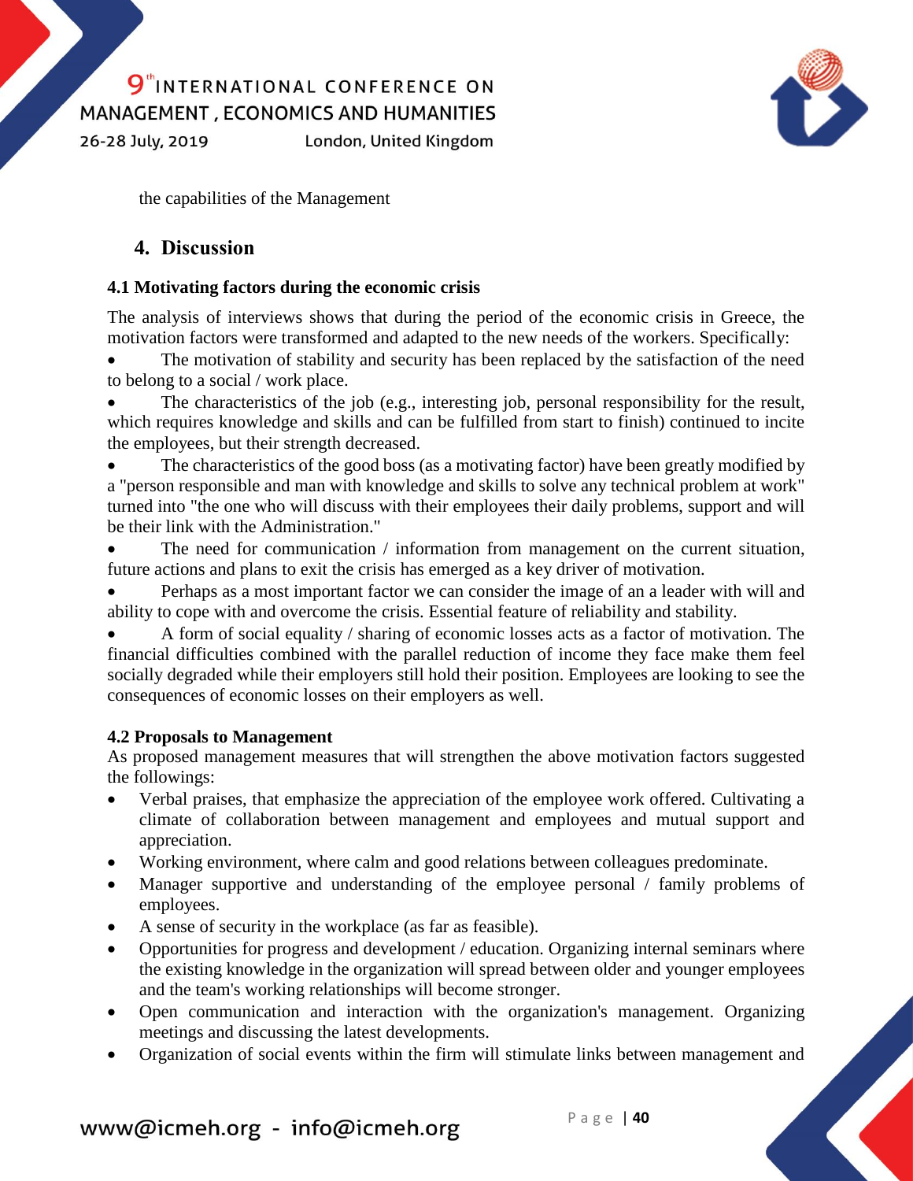the capabilities of the Management

## 4. Discussion

### 4.1 Motivating factors during the economic crisis

The analysis of interviews shows that during the period of the economic crisis in Greece, the motivation factors were transformed and adapted to the new needs of the workers. Specifically:

- The motivation of stability and security has been replaced by the satisfaction of the need to belong to a social / work place.
- The characteristics of the job (e.g., interesting job, personal responsibility for the result, which requires knowledge and skills and can be fulfilled from start to finish) continued to incite the employees, but their strength decreased.
- The characteristics of the good boss (as a motivating factor) have been greatly modified by a "person responsible and man with knowledge and skills to solve any technical problem at work" turned into "the one who will discuss with their employees their daily problems, support and will be their link with the Administration."
- The need for communication / information from management on the current situation, future actions and plans to exit the crisis has emerged as a key driver of motivation.
- Perhaps as a most important factor we can consider the image of an a leader with will and ability to cope with and overcome the crisis. Essential feature of reliability and stability.
- A form of social equality / sharing of economic losses acts as a factor of motivation. The financial difficulties combined with the parallel reduction of income they face make them feel socially degraded while their employers still hold their position. Employees are looking to see the consequences of economic losses on their employers as well.

### 4.2 Proposals to Management

As proposed management measures that will strengthen the above motivation factors suggested the followings:

- Verbal praises, that emphasize the appreciation of the employee work offered. Cultivating a climate of collaboration between management and employees and mutual support and appreciation.
- Working environment, where calm and good relations between colleagues predominate.
- Manager supportive and understanding of the employee personal / family problems of employees.
- A sense of security in the workplace (as far as feasible).
- Opportunities for progress and development / education. Organizing internal seminars where the existing knowledge in the organization will spread between older and younger employees and the team's working relationships will become stronger.
- Open communication and interaction with the organization's management. Organizing meetings and discussing the latest developments.
- Organization of social events within the firm will stimulate links between management and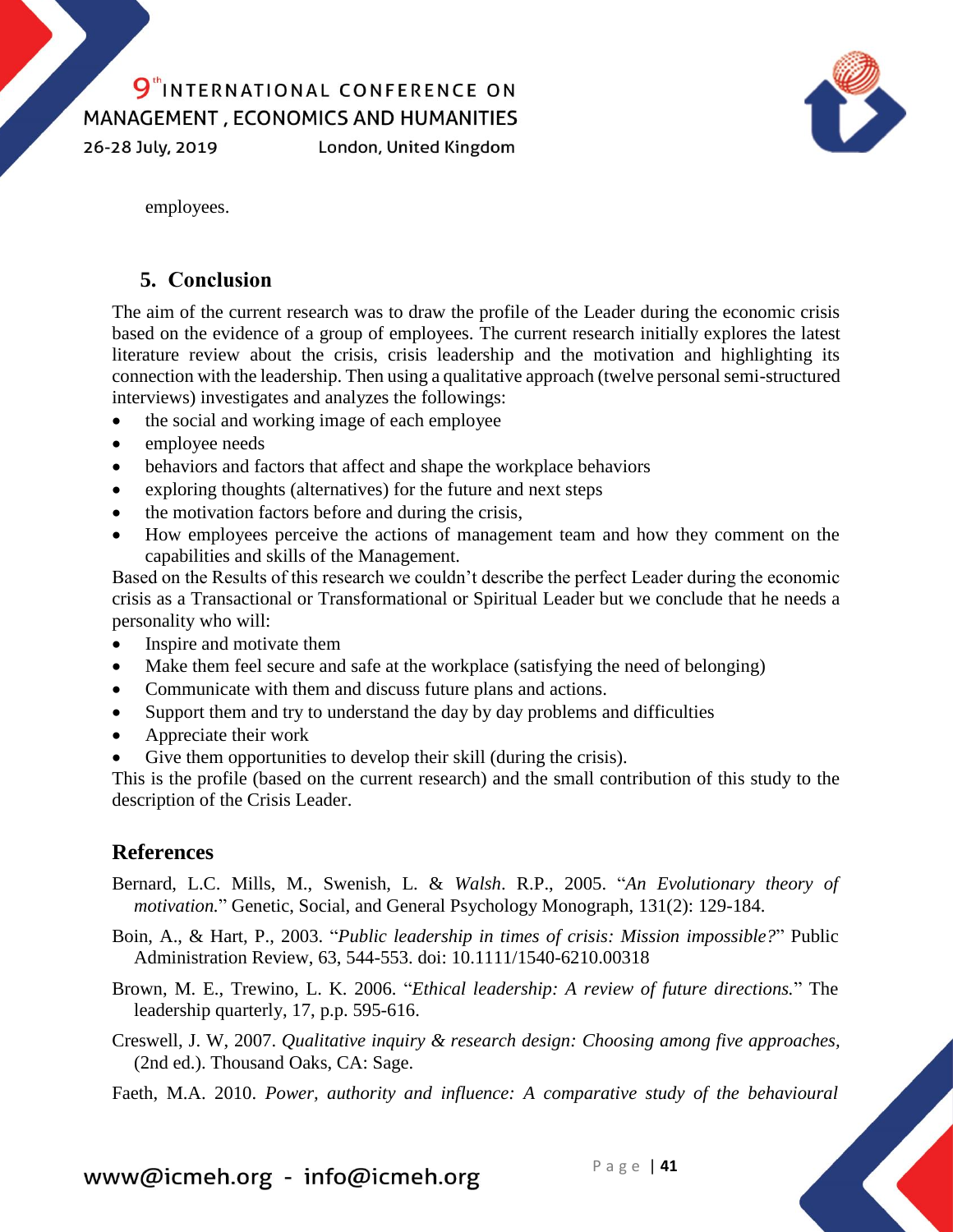employees.

## 5. Conclusion

The aim of the current research was to draw the profile of the Leader during the economic crisis based on the evidence of a group of employees. The current research initially explores the latest literature review about the crisis, crisis leadership and the motivation and highlighting its connection with the leadership. Then using a qualitative approach (twelve personal semi-structured interviews) investigates and analyzes the followings:

- the social and working image of each employee
- employee needs
- behaviors and factors that affect and shape the workplace behaviors
- exploring thoughts (alternatives) for the future and next steps
- the motivation factors before and during the crisis,
- How employees perceive the actions of management team and how they comment on the capabilities and skills of the Management.

Based on the Results of this research we couldn't describe the perfect Leader during the economic crisis as a Transactional or Transformational or Spiritual Leader but we conclude that he needs a personality who will:

- Inspire and motivate them
- Make them feel secure and safe at the workplace (satisfying the need of belonging)
- Communicate with them and discuss future plans and actions.
- Support them and try to understand the day by day problems and difficulties
- Appreciate their work
- Give them opportunities to develop their skill (during the crisis).

This is the profile (based on the current research) and the small contribution of this study to the description of the Crisis Leader.

## References

Bernard, L.C. Mills, M., Swenish, L. & *Walsh*. R.P., 2005. "*An Evolutionary theory of motivation.*" Genetic, Social, and General Psychology Monograph, 131(2): 129-184.

Boin, A., & Hart, P., 2003. "*Public leadership in times of crisis: Mission impossible?*" Public Administration Review, 63, 544-553. doi: 10.1111/1540-6210.00318

Brown, M. E., Trewino, L. K. 2006. "*Ethical leadership: A review of future directions.*" The leadership quarterly, 17, p.p. 595-616.

Creswell, J. W, 2007. *Qualitative inquiry & research design: Choosing among five approaches,* (2nd ed.). Thousand Oaks, CA: Sage.

Faeth, M.A. 2010. *Power, authority and influence: A comparative study of the behavioural*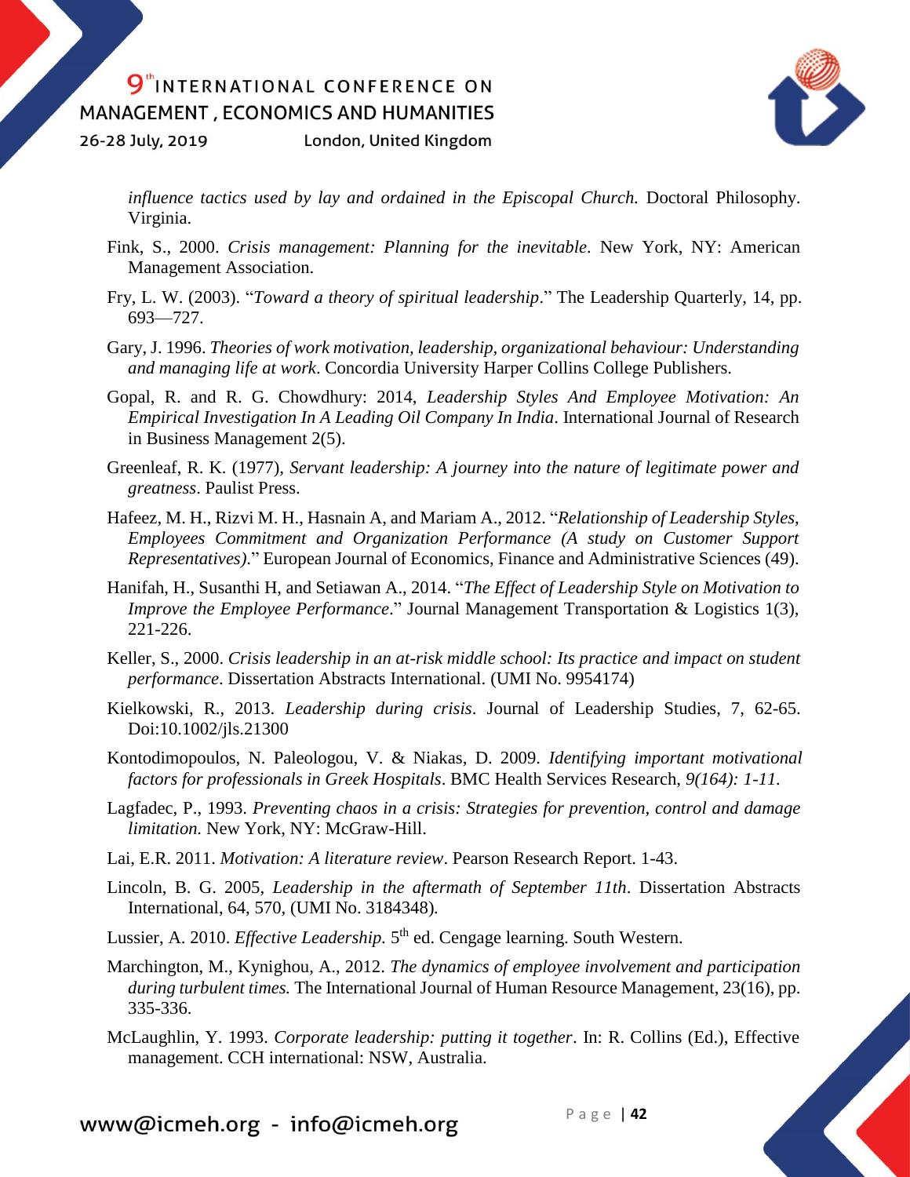*influence tactics used by lay and ordained in the Episcopal Church.* Doctoral Philosophy. Virginia.

Fink, S., 2000. *Crisis management: Planning for the inevitable*. New York, NY: American Management Association.

Fry, L. W. (2003). "*Toward a theory of spiritual leadership*." The Leadership Quarterly, 14, pp. 693—727.

Gary, J. 1996. *Theories of work motivation, leadership, organizational behaviour: Understanding and managing life at work*. Concordia University Harper Collins College Publishers.

Gopal, R. and R. G. Chowdhury: 2014, *Leadership Styles And Employee Motivation: An Empirical Investigation In A Leading Oil Company In India*. International Journal of Research in Business Management 2(5).

Greenleaf, R. K. (1977), *Servant leadership: A journey into the nature of legitimate power and greatness*. Paulist Press.

Hafeez, M. H., Rizvi M. H., Hasnain A, and Mariam A., 2012. "*Relationship of Leadership Styles, Employees Commitment and Organization Performance (A study on Customer Support Representatives)*." European Journal of Economics, Finance and Administrative Sciences (49).

Hanifah, H., Susanthi H, and Setiawan A., 2014. "*The Effect of Leadership Style on Motivation to Improve the Employee Performance*." Journal Management Transportation & Logistics 1(3), 221-226.

Keller, S., 2000. *Crisis leadership in an at-risk middle school: Its practice and impact on student performance*. Dissertation Abstracts International. (UMI No. 9954174)

Kielkowski, R., 2013. *Leadership during crisis*. Journal of Leadership Studies, 7, 62-65. Doi:10.1002/jls.21300

Kontodimopoulos, N. Paleologou, V. & Niakas, D. 2009. *Identifying important motivational factors for professionals in Greek Hospitals*. BMC Health Services Research, *9(164): 1-11.*

Lagfadec, P., 1993. *Preventing chaos in a crisis: Strategies for prevention, control and damage limitation.* New York, NY: McGraw-Hill.

Lai, E.R. 2011. *Motivation: A literature review*. Pearson Research Report. 1-43.

Lincoln, B. G. 2005, *Leadership in the aftermath of September 11th*. Dissertation Abstracts International, 64, 570, (UMI No. 3184348).

Lussier, A. 2010. *Effective Leadership.* 5th ed. Cengage learning. South Western.

Marchington, M., Kynighou, A., 2012. *The dynamics of employee involvement and participation during turbulent times.* The International Journal of Human Resource Management, 23(16), pp. 335-336.

McLaughlin, Y. 1993. *Corporate leadership: putting it together*. In: R. Collins (Ed.), Effective management. CCH international: NSW, Australia.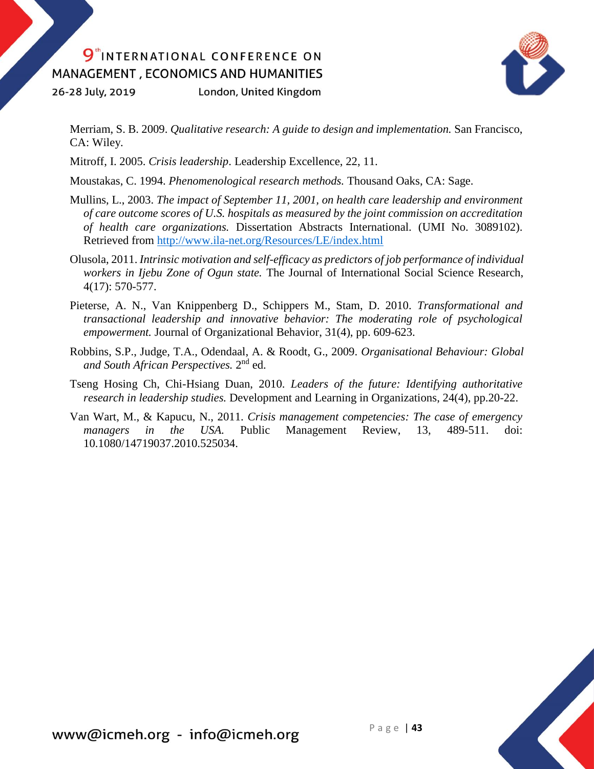Merriam, S. B. 2009. *Qualitative research: A guide to design and implementation.* San Francisco, CA: Wiley.

Mitroff, I. 2005. *Crisis leadership*. Leadership Excellence, 22, 11.

Moustakas, C. 1994. *Phenomenological research methods.* Thousand Oaks, CA: Sage.

Mullins, L., 2003. *The impact of September 11, 2001, on health care leadership and environment of care outcome scores of U.S. hospitals as measured by the joint commission on accreditation of health care organizations.* Dissertation Abstracts International. (UMI No. 3089102). Retrieved from http://www.ila-net.org/Resources/LE/index.html

Olusola, 2011. *Intrinsic motivation and self-efficacy as predictors of job performance of individual workers in Ijebu Zone of Ogun state.* The Journal of International Social Science Research, 4(17): 570-577.

Pieterse, A. N., Van Knippenberg D., Schippers M., Stam, D. 2010. *Transformational and transactional leadership and innovative behavior: The moderating role of psychological empowerment.* Journal of Organizational Behavior, 31(4), pp. 609-623.

Robbins, S.P., Judge, T.A., Odendaal, A. & Roodt, G., 2009. *Organisational Behaviour: Global and South African Perspectives.* 2nd ed.

Tseng Hosing Ch, Chi-Hsiang Duan, 2010. *Leaders of the future: Identifying authoritative research in leadership studies.* Development and Learning in Organizations, 24(4), pp.20-22.

Van Wart, M., & Kapucu, N., 2011. *Crisis management competencies: The case of emergency managers in the USA.* Public Management Review, 13, 489-511. doi: 10.1080/14719037.2010.525034.